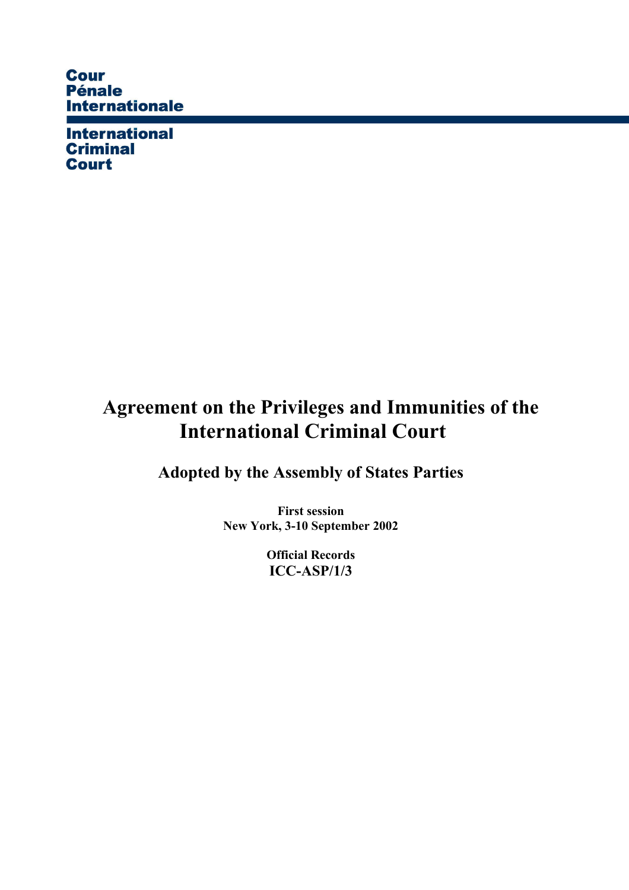Cour
Pénale
Internationale

International
Criminal
Court

# Agreement on the Privileges and Immunities of the International Criminal Court

## Adopted by the Assembly of States Parties

**First session**
**New York, 3-10 September 2002**

**Official Records**
**ICC-ASP/1/3**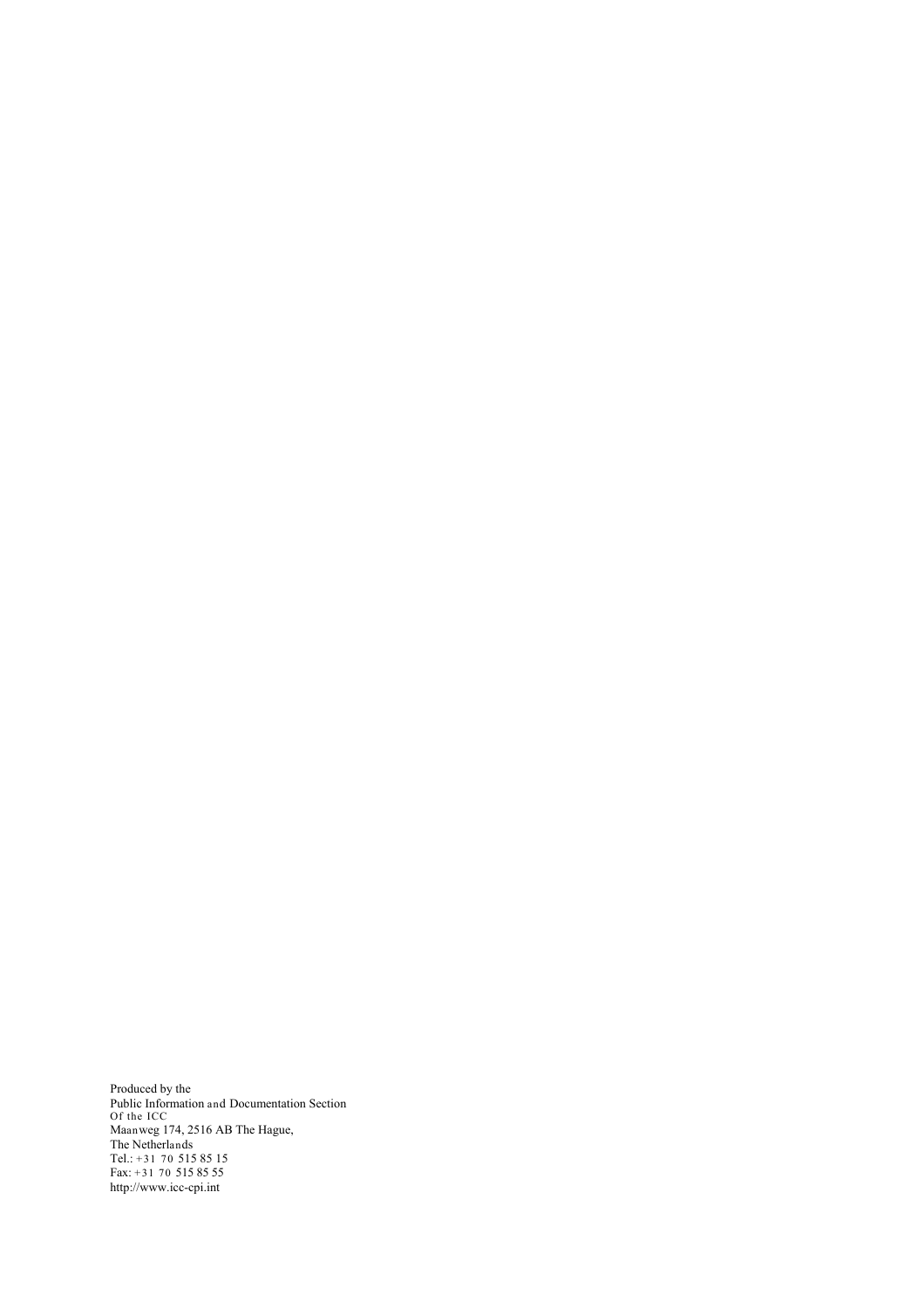Produced by the
Public Information and Documentation Section
Of the ICC
Maanweg 174, 2516 AB The Hague,
The Netherlands
Tel.: +31 70 515 85 15
Fax: +31 70 515 85 55
http://www.icc-cpi.int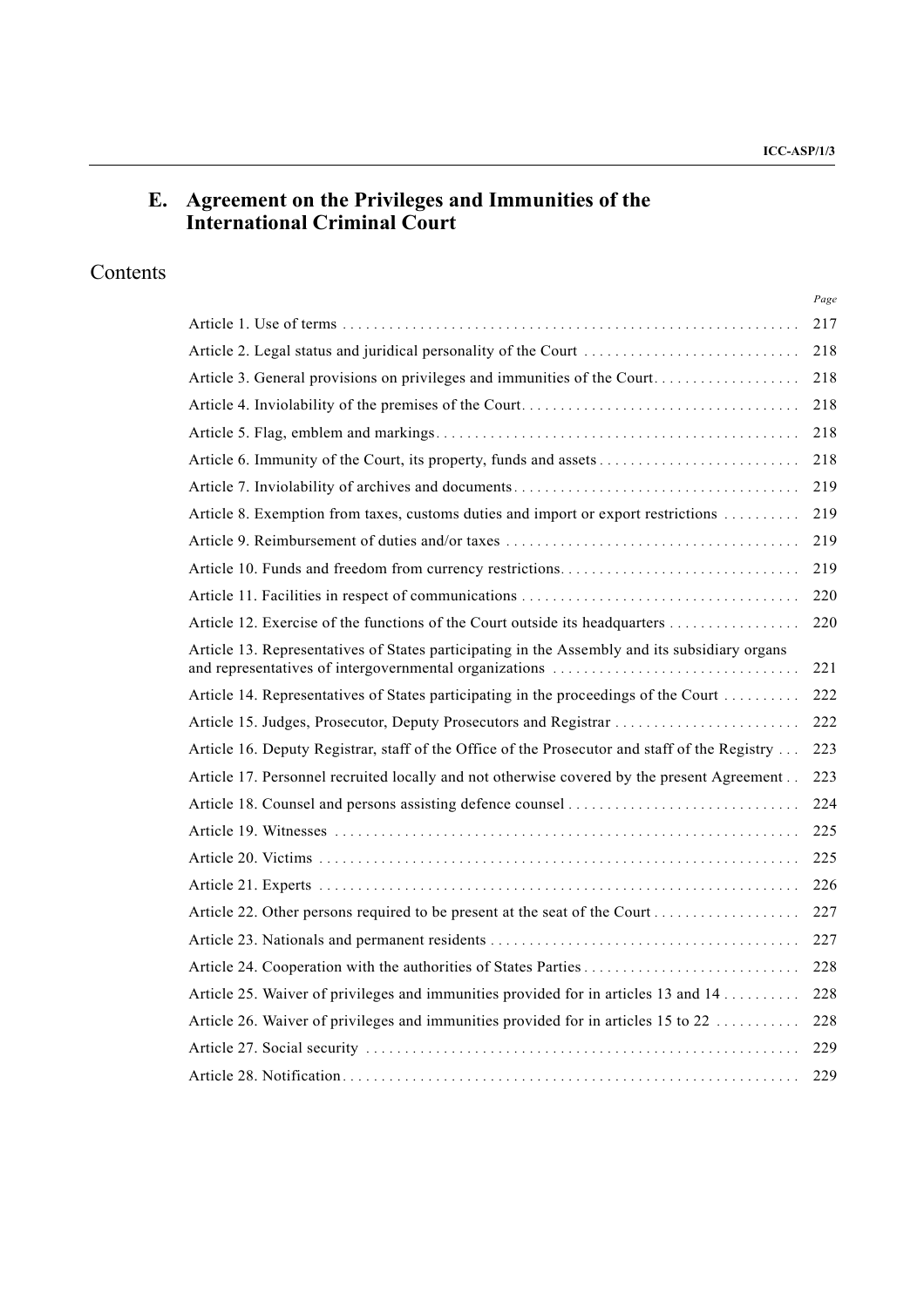## E. Agreement on the Privileges and Immunities of the International Criminal Court

## Contents

| | Page |
|---|---|
| Article 1. Use of terms | 217 |
| Article 2. Legal status and juridical personality of the Court | 218 |
| Article 3. General provisions on privileges and immunities of the Court | 218 |
| Article 4. Inviolability of the premises of the Court | 218 |
| Article 5. Flag, emblem and markings | 218 |
| Article 6. Immunity of the Court, its property, funds and assets | 218 |
| Article 7. Inviolability of archives and documents | 219 |
| Article 8. Exemption from taxes, customs duties and import or export restrictions | 219 |
| Article 9. Reimbursement of duties and/or taxes | 219 |
| Article 10. Funds and freedom from currency restrictions | 219 |
| Article 11. Facilities in respect of communications | 220 |
| Article 12. Exercise of the functions of the Court outside its headquarters | 220 |
| Article 13. Representatives of States participating in the Assembly and its subsidiary organs and representatives of intergovernmental organizations | 221 |
| Article 14. Representatives of States participating in the proceedings of the Court | 222 |
| Article 15. Judges, Prosecutor, Deputy Prosecutors and Registrar | 222 |
| Article 16. Deputy Registrar, staff of the Office of the Prosecutor and staff of the Registry | 223 |
| Article 17. Personnel recruited locally and not otherwise covered by the present Agreement | 223 |
| Article 18. Counsel and persons assisting defence counsel | 224 |
| Article 19. Witnesses | 225 |
| Article 20. Victims | 225 |
| Article 21. Experts | 226 |
| Article 22. Other persons required to be present at the seat of the Court | 227 |
| Article 23. Nationals and permanent residents | 227 |
| Article 24. Cooperation with the authorities of States Parties | 228 |
| Article 25. Waiver of privileges and immunities provided for in articles 13 and 14 | 228 |
| Article 26. Waiver of privileges and immunities provided for in articles 15 to 22 | 228 |
| Article 27. Social security | 229 |
| Article 28. Notification | 229 |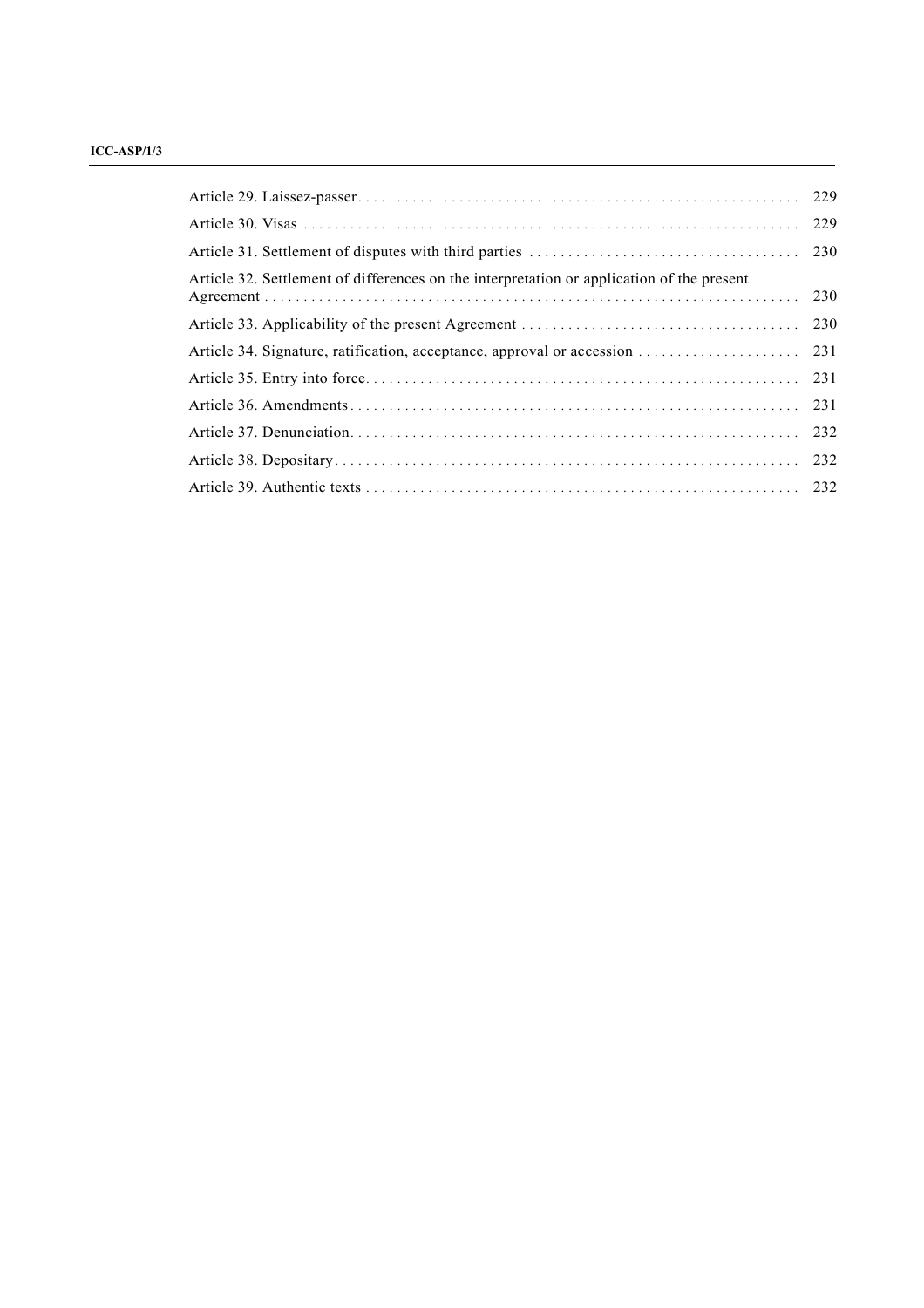| | |
|---|---|
| Article 29. Laissez-passer | 229 |
| Article 30. Visas | 229 |
| Article 31. Settlement of disputes with third parties | 230 |
| Article 32. Settlement of differences on the interpretation or application of the present Agreement | 230 |
| Article 33. Applicability of the present Agreement | 230 |
| Article 34. Signature, ratification, acceptance, approval or accession | 231 |
| Article 35. Entry into force | 231 |
| Article 36. Amendments | 231 |
| Article 37. Denunciation | 232 |
| Article 38. Depositary | 232 |
| Article 39. Authentic texts | 232 |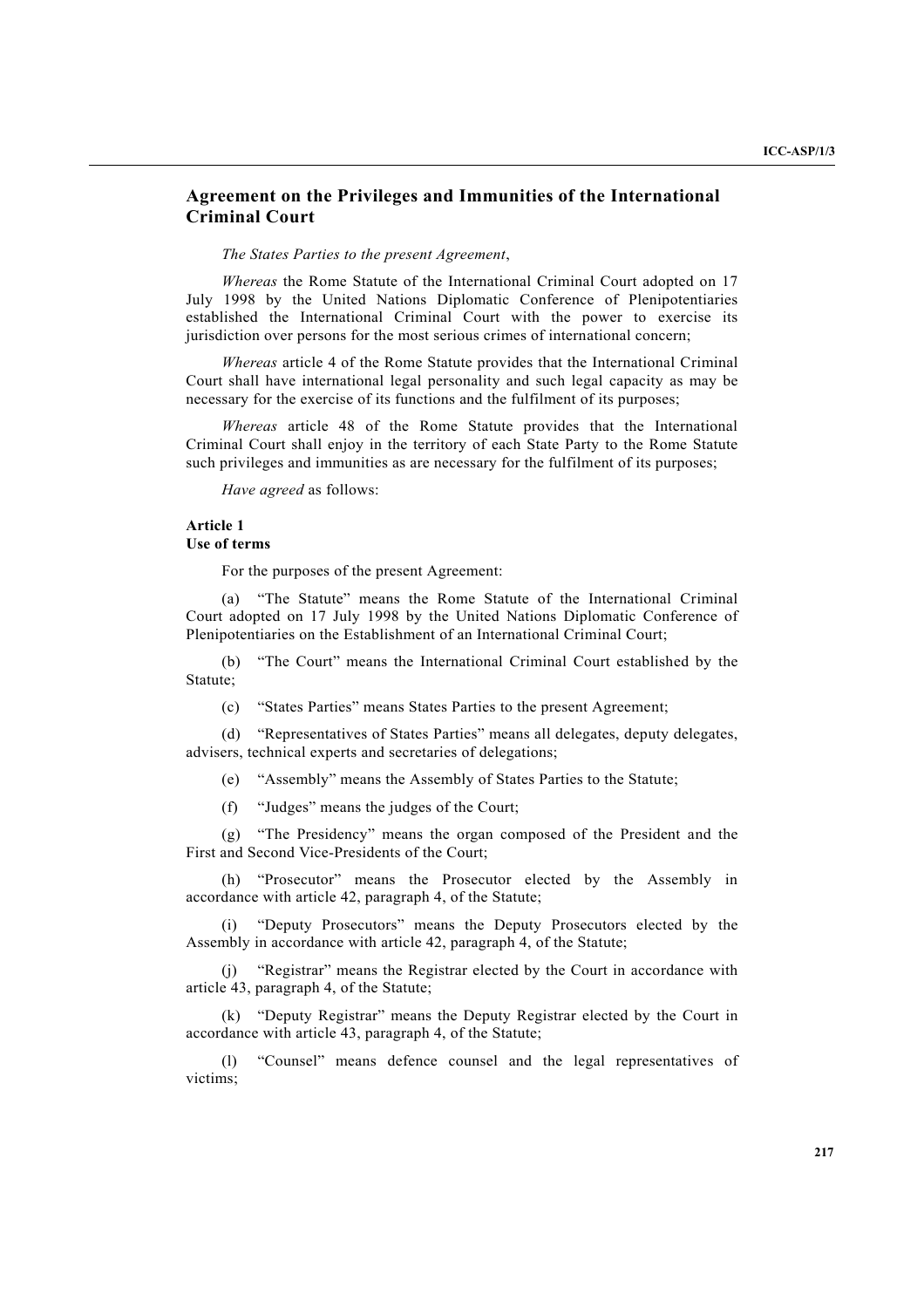## Agreement on the Privileges and Immunities of the International Criminal Court

*The States Parties to the present Agreement*,

*Whereas* the Rome Statute of the International Criminal Court adopted on 17 July 1998 by the United Nations Diplomatic Conference of Plenipotentiaries established the International Criminal Court with the power to exercise its jurisdiction over persons for the most serious crimes of international concern;

*Whereas* article 4 of the Rome Statute provides that the International Criminal Court shall have international legal personality and such legal capacity as may be necessary for the exercise of its functions and the fulfilment of its purposes;

*Whereas* article 48 of the Rome Statute provides that the International Criminal Court shall enjoy in the territory of each State Party to the Rome Statute such privileges and immunities as are necessary for the fulfilment of its purposes;

*Have agreed* as follows:

### Article 1
### Use of terms

For the purposes of the present Agreement:

(a) "The Statute" means the Rome Statute of the International Criminal Court adopted on 17 July 1998 by the United Nations Diplomatic Conference of Plenipotentiaries on the Establishment of an International Criminal Court;

(b) "The Court" means the International Criminal Court established by the Statute;

(c) "States Parties" means States Parties to the present Agreement;

(d) "Representatives of States Parties" means all delegates, deputy delegates, advisers, technical experts and secretaries of delegations;

(e) "Assembly" means the Assembly of States Parties to the Statute;

(f) "Judges" means the judges of the Court;

(g) "The Presidency" means the organ composed of the President and the First and Second Vice-Presidents of the Court;

(h) "Prosecutor" means the Prosecutor elected by the Assembly in accordance with article 42, paragraph 4, of the Statute;

(i) "Deputy Prosecutors" means the Deputy Prosecutors elected by the Assembly in accordance with article 42, paragraph 4, of the Statute;

(j) "Registrar" means the Registrar elected by the Court in accordance with article 43, paragraph 4, of the Statute;

(k) "Deputy Registrar" means the Deputy Registrar elected by the Court in accordance with article 43, paragraph 4, of the Statute;

(l) "Counsel" means defence counsel and the legal representatives of victims;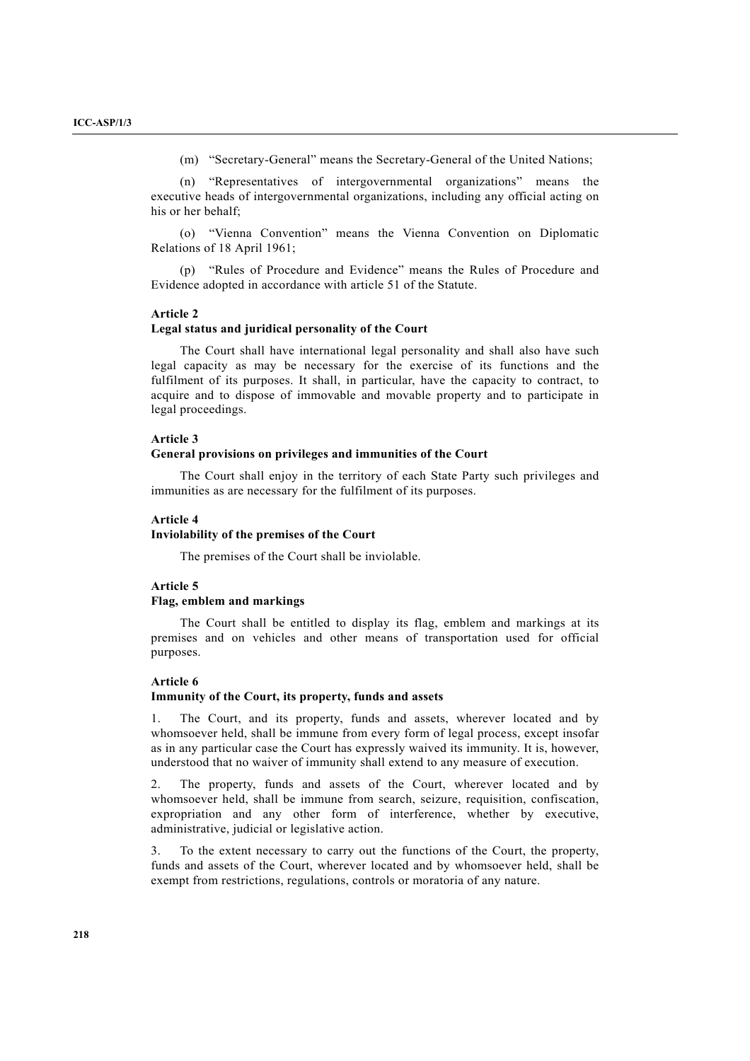(m) "Secretary-General" means the Secretary-General of the United Nations;

(n) "Representatives of intergovernmental organizations" means the executive heads of intergovernmental organizations, including any official acting on his or her behalf;

(o) "Vienna Convention" means the Vienna Convention on Diplomatic Relations of 18 April 1961;

(p) "Rules of Procedure and Evidence" means the Rules of Procedure and Evidence adopted in accordance with article 51 of the Statute.

**Article 2**
**Legal status and juridical personality of the Court**

The Court shall have international legal personality and shall also have such legal capacity as may be necessary for the exercise of its functions and the fulfilment of its purposes. It shall, in particular, have the capacity to contract, to acquire and to dispose of immovable and movable property and to participate in legal proceedings.

**Article 3**
**General provisions on privileges and immunities of the Court**

The Court shall enjoy in the territory of each State Party such privileges and immunities as are necessary for the fulfilment of its purposes.

**Article 4**
**Inviolability of the premises of the Court**

The premises of the Court shall be inviolable.

**Article 5**
**Flag, emblem and markings**

The Court shall be entitled to display its flag, emblem and markings at its premises and on vehicles and other means of transportation used for official purposes.

**Article 6**
**Immunity of the Court, its property, funds and assets**

1. The Court, and its property, funds and assets, wherever located and by whomsoever held, shall be immune from every form of legal process, except insofar as in any particular case the Court has expressly waived its immunity. It is, however, understood that no waiver of immunity shall extend to any measure of execution.

2. The property, funds and assets of the Court, wherever located and by whomsoever held, shall be immune from search, seizure, requisition, confiscation, expropriation and any other form of interference, whether by executive, administrative, judicial or legislative action.

3. To the extent necessary to carry out the functions of the Court, the property, funds and assets of the Court, wherever located and by whomsoever held, shall be exempt from restrictions, regulations, controls or moratoria of any nature.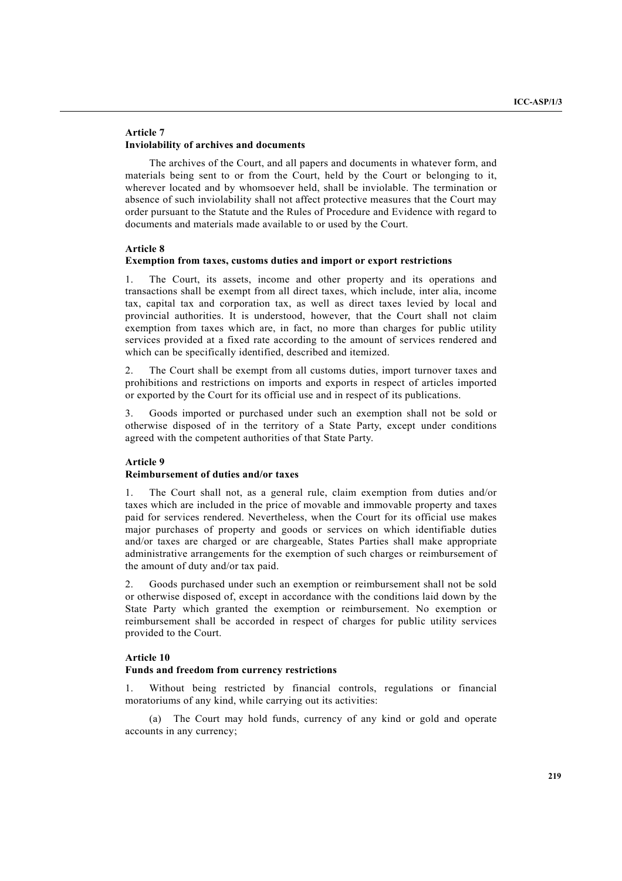### Article 7
### Inviolability of archives and documents

The archives of the Court, and all papers and documents in whatever form, and materials being sent to or from the Court, held by the Court or belonging to it, wherever located and by whomsoever held, shall be inviolable. The termination or absence of such inviolability shall not affect protective measures that the Court may order pursuant to the Statute and the Rules of Procedure and Evidence with regard to documents and materials made available to or used by the Court.

### Article 8
### Exemption from taxes, customs duties and import or export restrictions

1. The Court, its assets, income and other property and its operations and transactions shall be exempt from all direct taxes, which include, inter alia, income tax, capital tax and corporation tax, as well as direct taxes levied by local and provincial authorities. It is understood, however, that the Court shall not claim exemption from taxes which are, in fact, no more than charges for public utility services provided at a fixed rate according to the amount of services rendered and which can be specifically identified, described and itemized.

2. The Court shall be exempt from all customs duties, import turnover taxes and prohibitions and restrictions on imports and exports in respect of articles imported or exported by the Court for its official use and in respect of its publications.

3. Goods imported or purchased under such an exemption shall not be sold or otherwise disposed of in the territory of a State Party, except under conditions agreed with the competent authorities of that State Party.

### Article 9
### Reimbursement of duties and/or taxes

1. The Court shall not, as a general rule, claim exemption from duties and/or taxes which are included in the price of movable and immovable property and taxes paid for services rendered. Nevertheless, when the Court for its official use makes major purchases of property and goods or services on which identifiable duties and/or taxes are charged or are chargeable, States Parties shall make appropriate administrative arrangements for the exemption of such charges or reimbursement of the amount of duty and/or tax paid.

2. Goods purchased under such an exemption or reimbursement shall not be sold or otherwise disposed of, except in accordance with the conditions laid down by the State Party which granted the exemption or reimbursement. No exemption or reimbursement shall be accorded in respect of charges for public utility services provided to the Court.

### Article 10
### Funds and freedom from currency restrictions

1. Without being restricted by financial controls, regulations or financial moratoriums of any kind, while carrying out its activities:

(a) The Court may hold funds, currency of any kind or gold and operate accounts in any currency;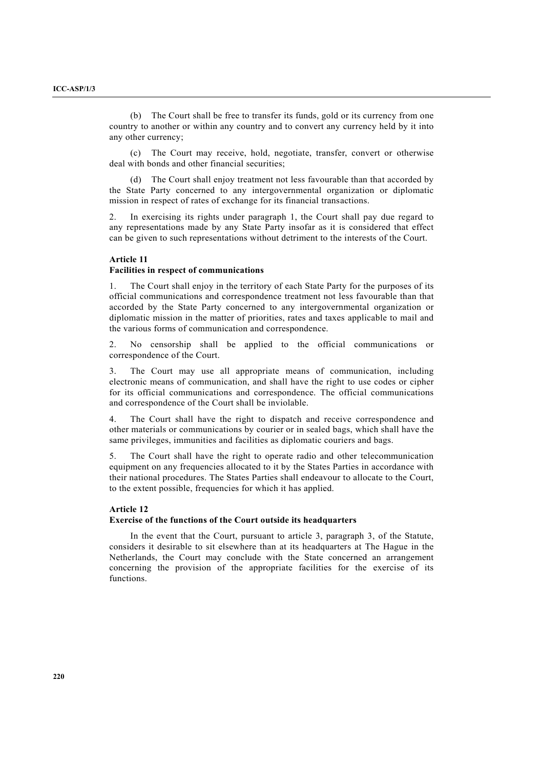(b) The Court shall be free to transfer its funds, gold or its currency from one country to another or within any country and to convert any currency held by it into any other currency;

(c) The Court may receive, hold, negotiate, transfer, convert or otherwise deal with bonds and other financial securities;

(d) The Court shall enjoy treatment not less favourable than that accorded by the State Party concerned to any intergovernmental organization or diplomatic mission in respect of rates of exchange for its financial transactions.

2. In exercising its rights under paragraph 1, the Court shall pay due regard to any representations made by any State Party insofar as it is considered that effect can be given to such representations without detriment to the interests of the Court.

**Article 11**
**Facilities in respect of communications**

1. The Court shall enjoy in the territory of each State Party for the purposes of its official communications and correspondence treatment not less favourable than that accorded by the State Party concerned to any intergovernmental organization or diplomatic mission in the matter of priorities, rates and taxes applicable to mail and the various forms of communication and correspondence.

2. No censorship shall be applied to the official communications or correspondence of the Court.

3. The Court may use all appropriate means of communication, including electronic means of communication, and shall have the right to use codes or cipher for its official communications and correspondence. The official communications and correspondence of the Court shall be inviolable.

4. The Court shall have the right to dispatch and receive correspondence and other materials or communications by courier or in sealed bags, which shall have the same privileges, immunities and facilities as diplomatic couriers and bags.

5. The Court shall have the right to operate radio and other telecommunication equipment on any frequencies allocated to it by the States Parties in accordance with their national procedures. The States Parties shall endeavour to allocate to the Court, to the extent possible, frequencies for which it has applied.

**Article 12**
**Exercise of the functions of the Court outside its headquarters**

In the event that the Court, pursuant to article 3, paragraph 3, of the Statute, considers it desirable to sit elsewhere than at its headquarters at The Hague in the Netherlands, the Court may conclude with the State concerned an arrangement concerning the provision of the appropriate facilities for the exercise of its functions.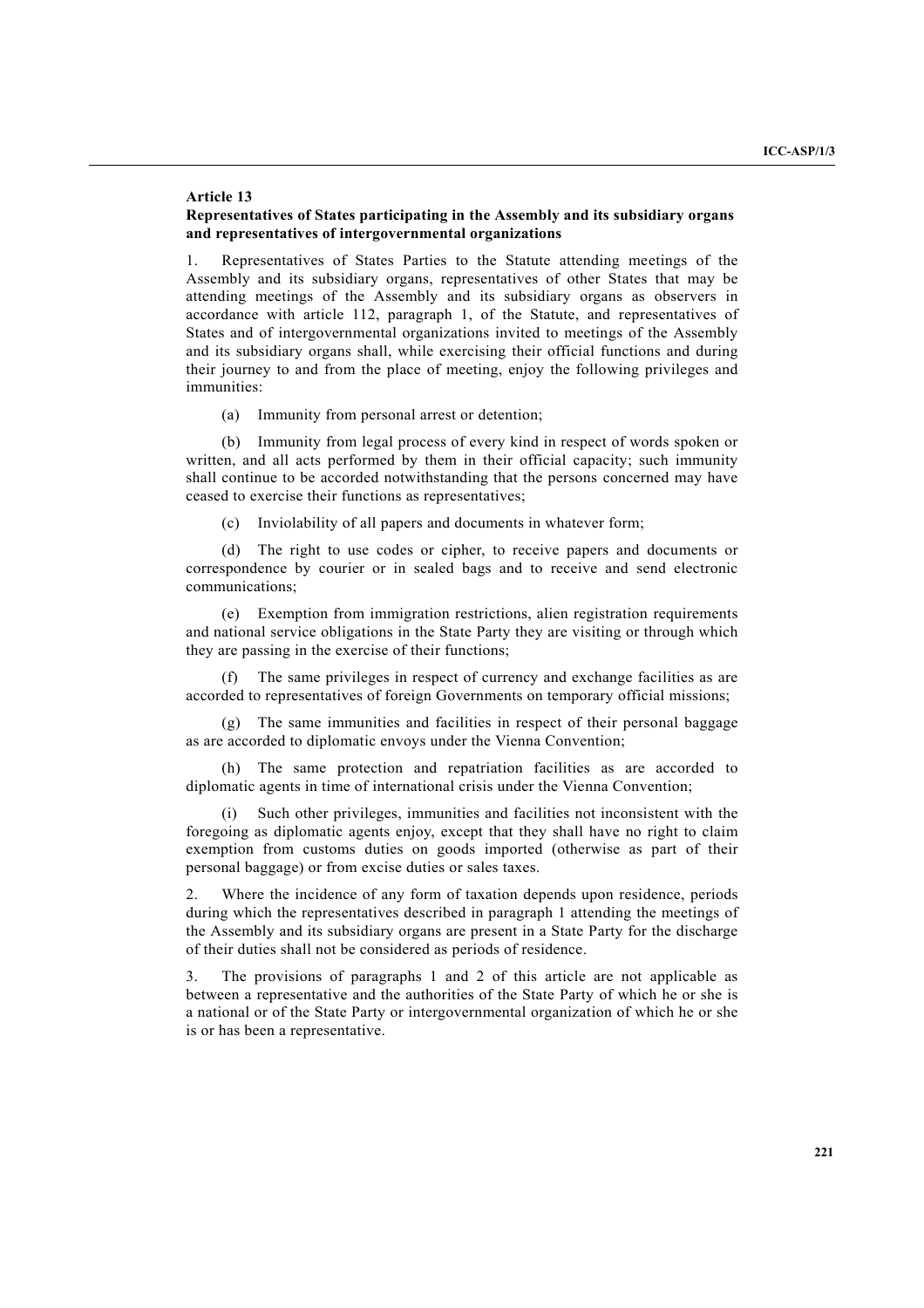**Article 13**
**Representatives of States participating in the Assembly and its subsidiary organs and representatives of intergovernmental organizations**

1. Representatives of States Parties to the Statute attending meetings of the Assembly and its subsidiary organs, representatives of other States that may be attending meetings of the Assembly and its subsidiary organs as observers in accordance with article 112, paragraph 1, of the Statute, and representatives of States and of intergovernmental organizations invited to meetings of the Assembly and its subsidiary organs shall, while exercising their official functions and during their journey to and from the place of meeting, enjoy the following privileges and immunities:

(a) Immunity from personal arrest or detention;

(b) Immunity from legal process of every kind in respect of words spoken or written, and all acts performed by them in their official capacity; such immunity shall continue to be accorded notwithstanding that the persons concerned may have ceased to exercise their functions as representatives;

(c) Inviolability of all papers and documents in whatever form;

(d) The right to use codes or cipher, to receive papers and documents or correspondence by courier or in sealed bags and to receive and send electronic communications;

(e) Exemption from immigration restrictions, alien registration requirements and national service obligations in the State Party they are visiting or through which they are passing in the exercise of their functions;

(f) The same privileges in respect of currency and exchange facilities as are accorded to representatives of foreign Governments on temporary official missions;

(g) The same immunities and facilities in respect of their personal baggage as are accorded to diplomatic envoys under the Vienna Convention;

(h) The same protection and repatriation facilities as are accorded to diplomatic agents in time of international crisis under the Vienna Convention;

(i) Such other privileges, immunities and facilities not inconsistent with the foregoing as diplomatic agents enjoy, except that they shall have no right to claim exemption from customs duties on goods imported (otherwise as part of their personal baggage) or from excise duties or sales taxes.

2. Where the incidence of any form of taxation depends upon residence, periods during which the representatives described in paragraph 1 attending the meetings of the Assembly and its subsidiary organs are present in a State Party for the discharge of their duties shall not be considered as periods of residence.

3. The provisions of paragraphs 1 and 2 of this article are not applicable as between a representative and the authorities of the State Party of which he or she is a national or of the State Party or intergovernmental organization of which he or she is or has been a representative.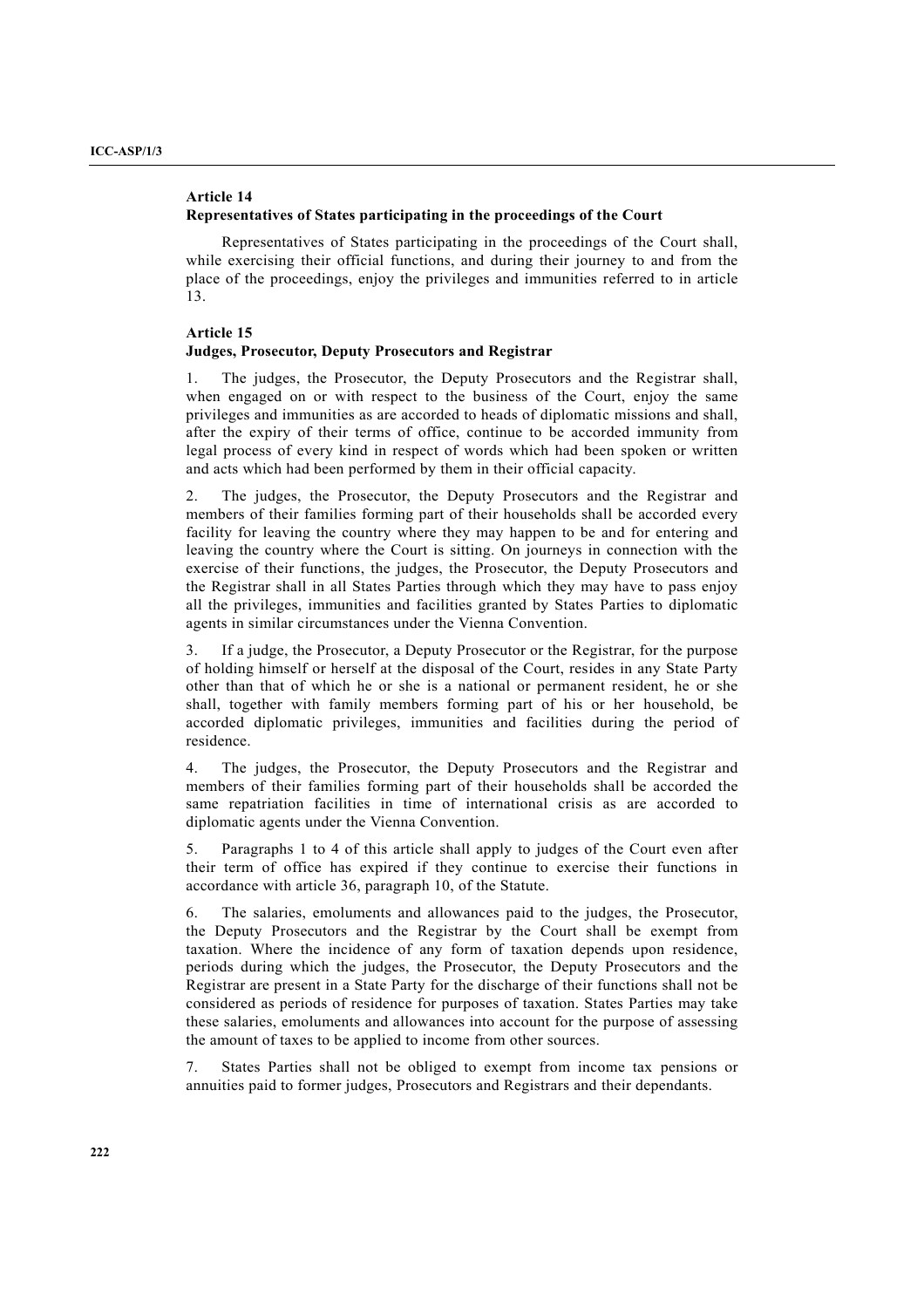### Article 14
### Representatives of States participating in the proceedings of the Court

Representatives of States participating in the proceedings of the Court shall, while exercising their official functions, and during their journey to and from the place of the proceedings, enjoy the privileges and immunities referred to in article 13.

### Article 15
### Judges, Prosecutor, Deputy Prosecutors and Registrar

1. The judges, the Prosecutor, the Deputy Prosecutors and the Registrar shall, when engaged on or with respect to the business of the Court, enjoy the same privileges and immunities as are accorded to heads of diplomatic missions and shall, after the expiry of their terms of office, continue to be accorded immunity from legal process of every kind in respect of words which had been spoken or written and acts which had been performed by them in their official capacity.

2. The judges, the Prosecutor, the Deputy Prosecutors and the Registrar and members of their families forming part of their households shall be accorded every facility for leaving the country where they may happen to be and for entering and leaving the country where the Court is sitting. On journeys in connection with the exercise of their functions, the judges, the Prosecutor, the Deputy Prosecutors and the Registrar shall in all States Parties through which they may have to pass enjoy all the privileges, immunities and facilities granted by States Parties to diplomatic agents in similar circumstances under the Vienna Convention.

3. If a judge, the Prosecutor, a Deputy Prosecutor or the Registrar, for the purpose of holding himself or herself at the disposal of the Court, resides in any State Party other than that of which he or she is a national or permanent resident, he or she shall, together with family members forming part of his or her household, be accorded diplomatic privileges, immunities and facilities during the period of residence.

4. The judges, the Prosecutor, the Deputy Prosecutors and the Registrar and members of their families forming part of their households shall be accorded the same repatriation facilities in time of international crisis as are accorded to diplomatic agents under the Vienna Convention.

5. Paragraphs 1 to 4 of this article shall apply to judges of the Court even after their term of office has expired if they continue to exercise their functions in accordance with article 36, paragraph 10, of the Statute.

6. The salaries, emoluments and allowances paid to the judges, the Prosecutor, the Deputy Prosecutors and the Registrar by the Court shall be exempt from taxation. Where the incidence of any form of taxation depends upon residence, periods during which the judges, the Prosecutor, the Deputy Prosecutors and the Registrar are present in a State Party for the discharge of their functions shall not be considered as periods of residence for purposes of taxation. States Parties may take these salaries, emoluments and allowances into account for the purpose of assessing the amount of taxes to be applied to income from other sources.

7. States Parties shall not be obliged to exempt from income tax pensions or annuities paid to former judges, Prosecutors and Registrars and their dependants.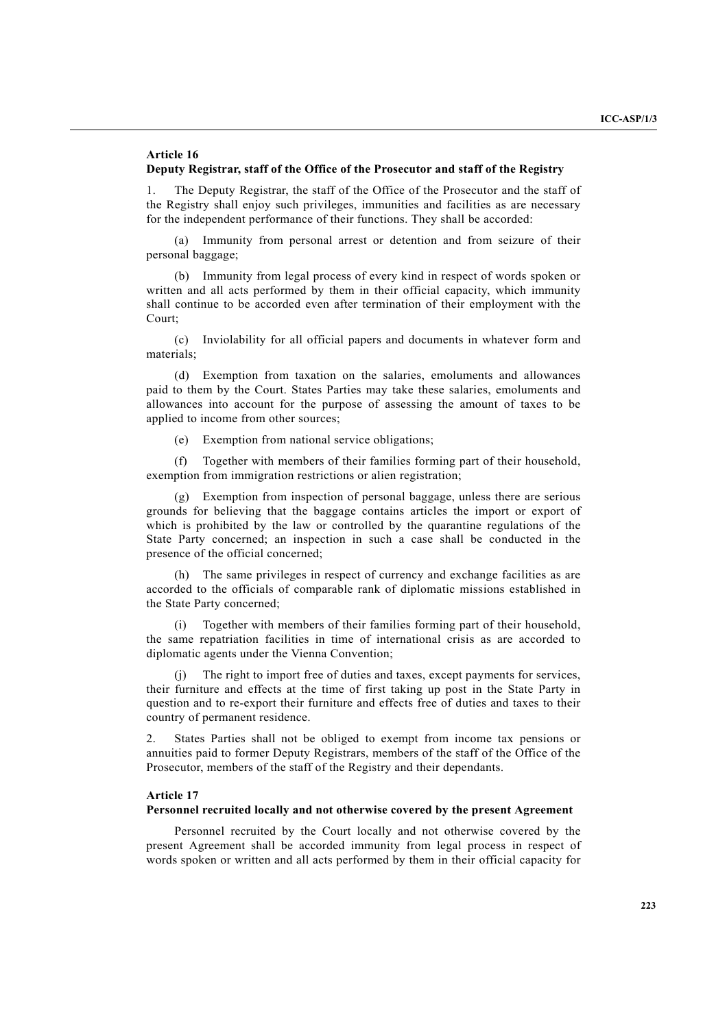**Article 16**
**Deputy Registrar, staff of the Office of the Prosecutor and staff of the Registry**

1. The Deputy Registrar, the staff of the Office of the Prosecutor and the staff of the Registry shall enjoy such privileges, immunities and facilities as are necessary for the independent performance of their functions. They shall be accorded:

(a) Immunity from personal arrest or detention and from seizure of their personal baggage;

(b) Immunity from legal process of every kind in respect of words spoken or written and all acts performed by them in their official capacity, which immunity shall continue to be accorded even after termination of their employment with the Court;

(c) Inviolability for all official papers and documents in whatever form and materials;

(d) Exemption from taxation on the salaries, emoluments and allowances paid to them by the Court. States Parties may take these salaries, emoluments and allowances into account for the purpose of assessing the amount of taxes to be applied to income from other sources;

(e) Exemption from national service obligations;

(f) Together with members of their families forming part of their household, exemption from immigration restrictions or alien registration;

(g) Exemption from inspection of personal baggage, unless there are serious grounds for believing that the baggage contains articles the import or export of which is prohibited by the law or controlled by the quarantine regulations of the State Party concerned; an inspection in such a case shall be conducted in the presence of the official concerned;

(h) The same privileges in respect of currency and exchange facilities as are accorded to the officials of comparable rank of diplomatic missions established in the State Party concerned;

(i) Together with members of their families forming part of their household, the same repatriation facilities in time of international crisis as are accorded to diplomatic agents under the Vienna Convention;

(j) The right to import free of duties and taxes, except payments for services, their furniture and effects at the time of first taking up post in the State Party in question and to re-export their furniture and effects free of duties and taxes to their country of permanent residence.

2. States Parties shall not be obliged to exempt from income tax pensions or annuities paid to former Deputy Registrars, members of the staff of the Office of the Prosecutor, members of the staff of the Registry and their dependants.

**Article 17**
**Personnel recruited locally and not otherwise covered by the present Agreement**

Personnel recruited by the Court locally and not otherwise covered by the present Agreement shall be accorded immunity from legal process in respect of words spoken or written and all acts performed by them in their official capacity for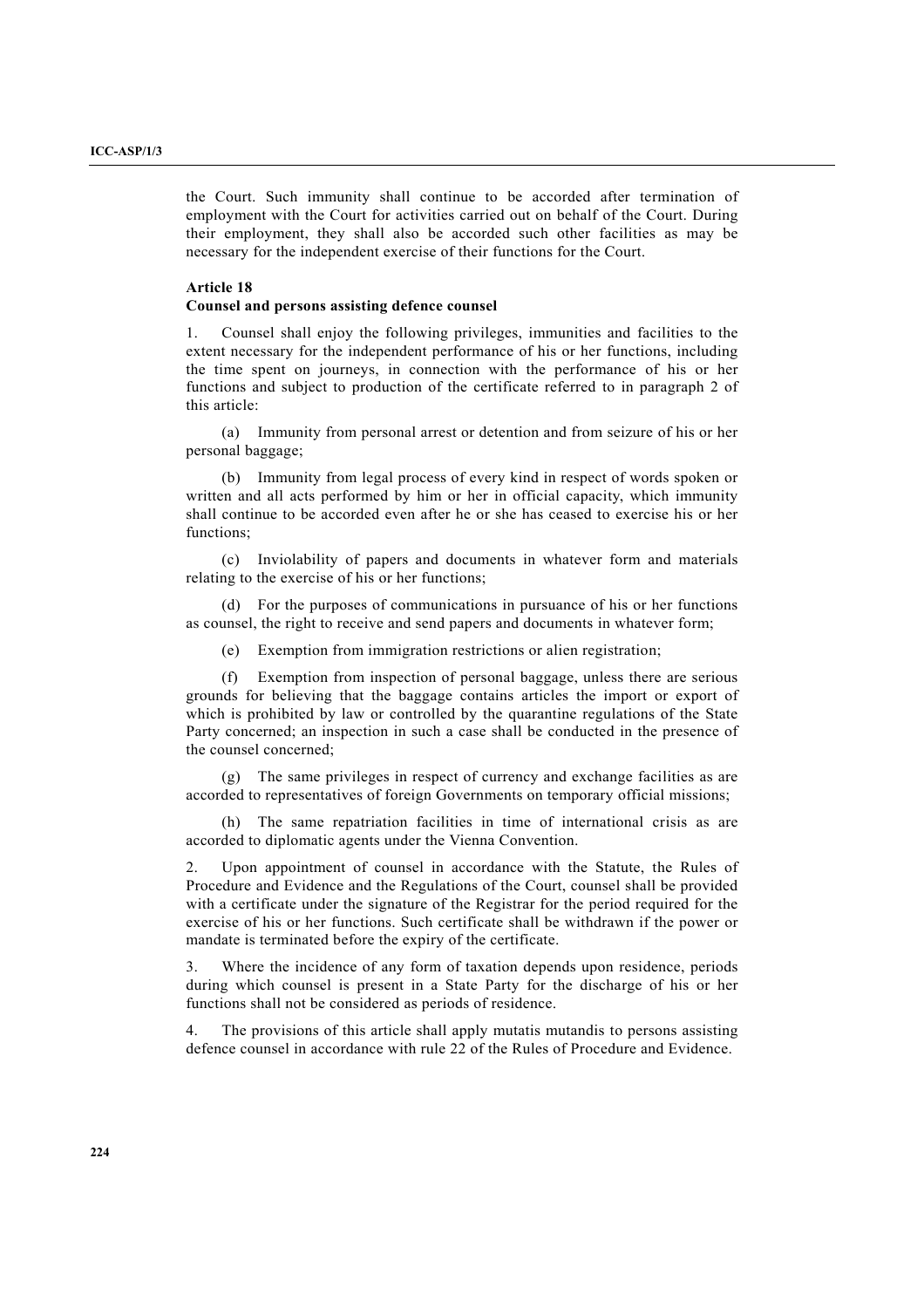the Court. Such immunity shall continue to be accorded after termination of employment with the Court for activities carried out on behalf of the Court. During their employment, they shall also be accorded such other facilities as may be necessary for the independent exercise of their functions for the Court.

**Article 18**
**Counsel and persons assisting defence counsel**

1. Counsel shall enjoy the following privileges, immunities and facilities to the extent necessary for the independent performance of his or her functions, including the time spent on journeys, in connection with the performance of his or her functions and subject to production of the certificate referred to in paragraph 2 of this article:

(a) Immunity from personal arrest or detention and from seizure of his or her personal baggage;

(b) Immunity from legal process of every kind in respect of words spoken or written and all acts performed by him or her in official capacity, which immunity shall continue to be accorded even after he or she has ceased to exercise his or her functions;

(c) Inviolability of papers and documents in whatever form and materials relating to the exercise of his or her functions;

(d) For the purposes of communications in pursuance of his or her functions as counsel, the right to receive and send papers and documents in whatever form;

(e) Exemption from immigration restrictions or alien registration;

(f) Exemption from inspection of personal baggage, unless there are serious grounds for believing that the baggage contains articles the import or export of which is prohibited by law or controlled by the quarantine regulations of the State Party concerned; an inspection in such a case shall be conducted in the presence of the counsel concerned;

(g) The same privileges in respect of currency and exchange facilities as are accorded to representatives of foreign Governments on temporary official missions;

(h) The same repatriation facilities in time of international crisis as are accorded to diplomatic agents under the Vienna Convention.

2. Upon appointment of counsel in accordance with the Statute, the Rules of Procedure and Evidence and the Regulations of the Court, counsel shall be provided with a certificate under the signature of the Registrar for the period required for the exercise of his or her functions. Such certificate shall be withdrawn if the power or mandate is terminated before the expiry of the certificate.

3. Where the incidence of any form of taxation depends upon residence, periods during which counsel is present in a State Party for the discharge of his or her functions shall not be considered as periods of residence.

4. The provisions of this article shall apply mutatis mutandis to persons assisting defence counsel in accordance with rule 22 of the Rules of Procedure and Evidence.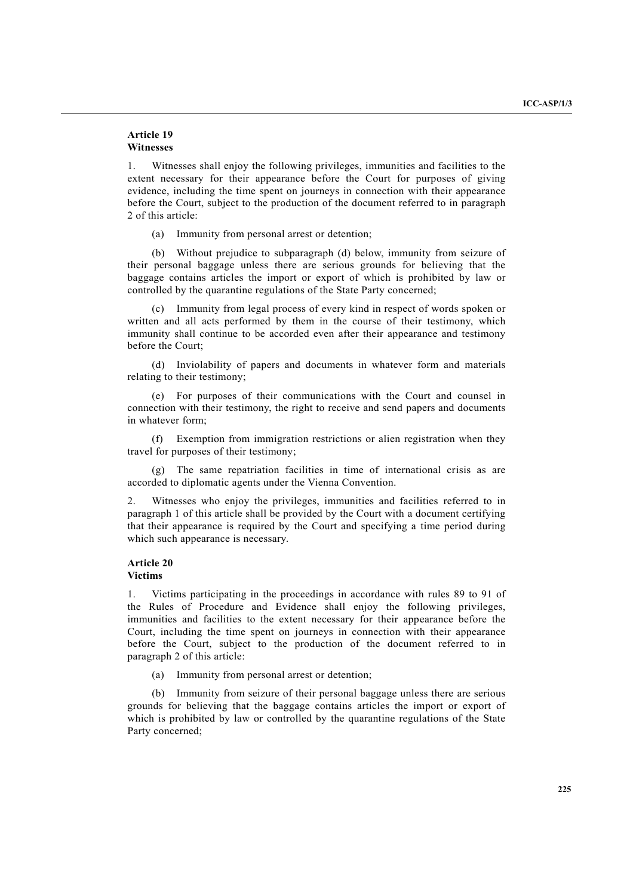**Article 19**
**Witnesses**

1. Witnesses shall enjoy the following privileges, immunities and facilities to the extent necessary for their appearance before the Court for purposes of giving evidence, including the time spent on journeys in connection with their appearance before the Court, subject to the production of the document referred to in paragraph 2 of this article:

(a) Immunity from personal arrest or detention;

(b) Without prejudice to subparagraph (d) below, immunity from seizure of their personal baggage unless there are serious grounds for believing that the baggage contains articles the import or export of which is prohibited by law or controlled by the quarantine regulations of the State Party concerned;

(c) Immunity from legal process of every kind in respect of words spoken or written and all acts performed by them in the course of their testimony, which immunity shall continue to be accorded even after their appearance and testimony before the Court;

(d) Inviolability of papers and documents in whatever form and materials relating to their testimony;

(e) For purposes of their communications with the Court and counsel in connection with their testimony, the right to receive and send papers and documents in whatever form;

(f) Exemption from immigration restrictions or alien registration when they travel for purposes of their testimony;

(g) The same repatriation facilities in time of international crisis as are accorded to diplomatic agents under the Vienna Convention.

2. Witnesses who enjoy the privileges, immunities and facilities referred to in paragraph 1 of this article shall be provided by the Court with a document certifying that their appearance is required by the Court and specifying a time period during which such appearance is necessary.

**Article 20**
**Victims**

1. Victims participating in the proceedings in accordance with rules 89 to 91 of the Rules of Procedure and Evidence shall enjoy the following privileges, immunities and facilities to the extent necessary for their appearance before the Court, including the time spent on journeys in connection with their appearance before the Court, subject to the production of the document referred to in paragraph 2 of this article:

(a) Immunity from personal arrest or detention;

(b) Immunity from seizure of their personal baggage unless there are serious grounds for believing that the baggage contains articles the import or export of which is prohibited by law or controlled by the quarantine regulations of the State Party concerned;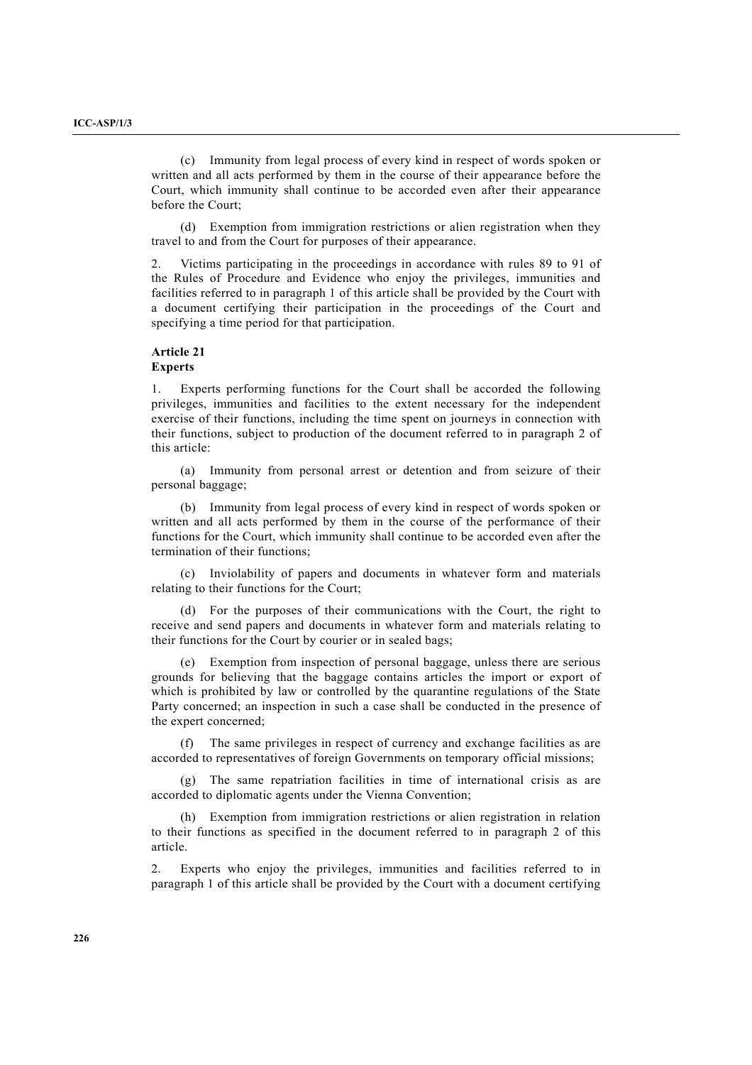(c) Immunity from legal process of every kind in respect of words spoken or written and all acts performed by them in the course of their appearance before the Court, which immunity shall continue to be accorded even after their appearance before the Court;

(d) Exemption from immigration restrictions or alien registration when they travel to and from the Court for purposes of their appearance.

2. Victims participating in the proceedings in accordance with rules 89 to 91 of the Rules of Procedure and Evidence who enjoy the privileges, immunities and facilities referred to in paragraph 1 of this article shall be provided by the Court with a document certifying their participation in the proceedings of the Court and specifying a time period for that participation.

**Article 21**
**Experts**

1. Experts performing functions for the Court shall be accorded the following privileges, immunities and facilities to the extent necessary for the independent exercise of their functions, including the time spent on journeys in connection with their functions, subject to production of the document referred to in paragraph 2 of this article:

(a) Immunity from personal arrest or detention and from seizure of their personal baggage;

(b) Immunity from legal process of every kind in respect of words spoken or written and all acts performed by them in the course of the performance of their functions for the Court, which immunity shall continue to be accorded even after the termination of their functions;

(c) Inviolability of papers and documents in whatever form and materials relating to their functions for the Court;

(d) For the purposes of their communications with the Court, the right to receive and send papers and documents in whatever form and materials relating to their functions for the Court by courier or in sealed bags;

(e) Exemption from inspection of personal baggage, unless there are serious grounds for believing that the baggage contains articles the import or export of which is prohibited by law or controlled by the quarantine regulations of the State Party concerned; an inspection in such a case shall be conducted in the presence of the expert concerned;

(f) The same privileges in respect of currency and exchange facilities as are accorded to representatives of foreign Governments on temporary official missions;

(g) The same repatriation facilities in time of international crisis as are accorded to diplomatic agents under the Vienna Convention;

(h) Exemption from immigration restrictions or alien registration in relation to their functions as specified in the document referred to in paragraph 2 of this article.

2. Experts who enjoy the privileges, immunities and facilities referred to in paragraph 1 of this article shall be provided by the Court with a document certifying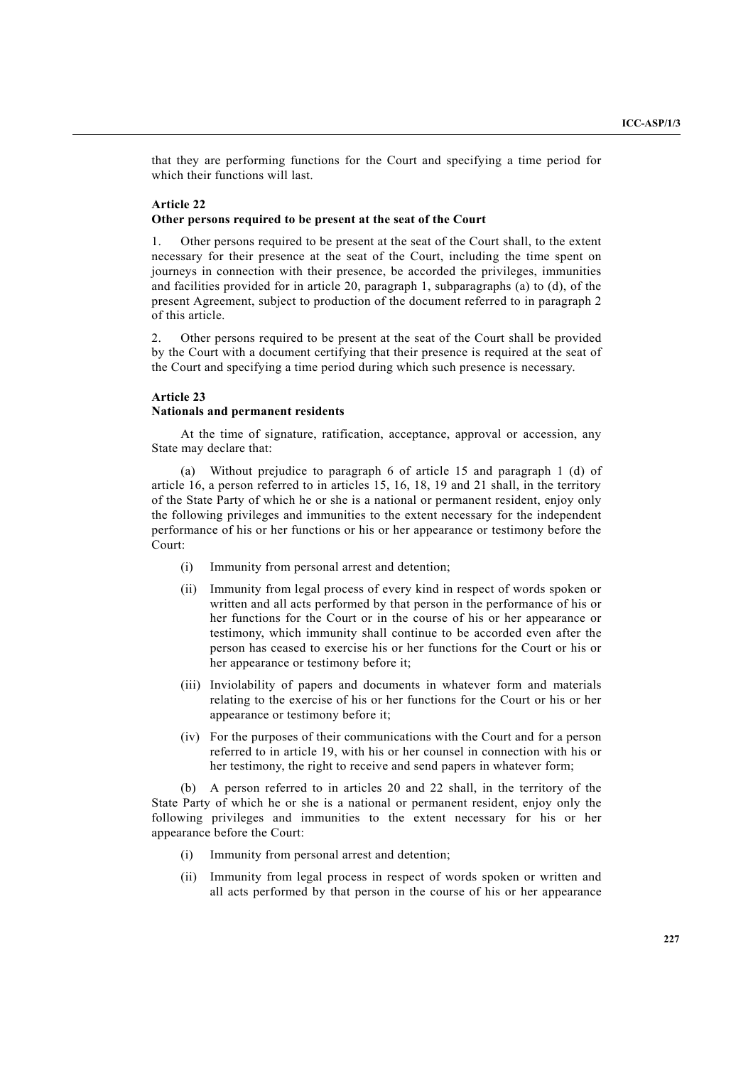that they are performing functions for the Court and specifying a time period for which their functions will last.

**Article 22**
**Other persons required to be present at the seat of the Court**

1. Other persons required to be present at the seat of the Court shall, to the extent necessary for their presence at the seat of the Court, including the time spent on journeys in connection with their presence, be accorded the privileges, immunities and facilities provided for in article 20, paragraph 1, subparagraphs (a) to (d), of the present Agreement, subject to production of the document referred to in paragraph 2 of this article.

2. Other persons required to be present at the seat of the Court shall be provided by the Court with a document certifying that their presence is required at the seat of the Court and specifying a time period during which such presence is necessary.

**Article 23**
**Nationals and permanent residents**

At the time of signature, ratification, acceptance, approval or accession, any State may declare that:

(a) Without prejudice to paragraph 6 of article 15 and paragraph 1 (d) of article 16, a person referred to in articles 15, 16, 18, 19 and 21 shall, in the territory of the State Party of which he or she is a national or permanent resident, enjoy only the following privileges and immunities to the extent necessary for the independent performance of his or her functions or his or her appearance or testimony before the Court:

- (i) Immunity from personal arrest and detention;
- (ii) Immunity from legal process of every kind in respect of words spoken or written and all acts performed by that person in the performance of his or her functions for the Court or in the course of his or her appearance or testimony, which immunity shall continue to be accorded even after the person has ceased to exercise his or her functions for the Court or his or her appearance or testimony before it;
- (iii) Inviolability of papers and documents in whatever form and materials relating to the exercise of his or her functions for the Court or his or her appearance or testimony before it;
- (iv) For the purposes of their communications with the Court and for a person referred to in article 19, with his or her counsel in connection with his or her testimony, the right to receive and send papers in whatever form;

(b) A person referred to in articles 20 and 22 shall, in the territory of the State Party of which he or she is a national or permanent resident, enjoy only the following privileges and immunities to the extent necessary for his or her appearance before the Court:

- (i) Immunity from personal arrest and detention;
- (ii) Immunity from legal process in respect of words spoken or written and all acts performed by that person in the course of his or her appearance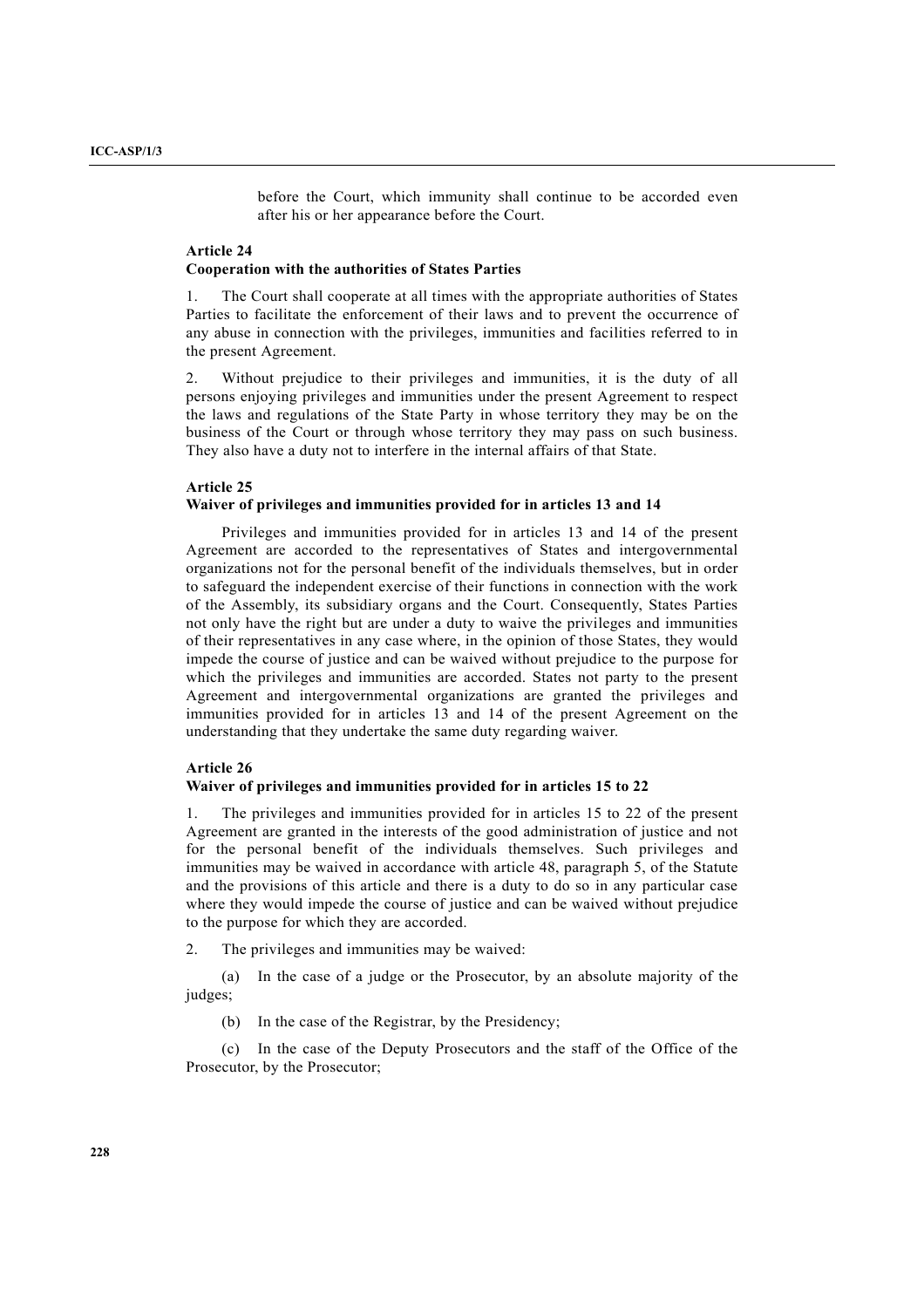before the Court, which immunity shall continue to be accorded even after his or her appearance before the Court.

**Article 24**
**Cooperation with the authorities of States Parties**

1. The Court shall cooperate at all times with the appropriate authorities of States Parties to facilitate the enforcement of their laws and to prevent the occurrence of any abuse in connection with the privileges, immunities and facilities referred to in the present Agreement.

2. Without prejudice to their privileges and immunities, it is the duty of all persons enjoying privileges and immunities under the present Agreement to respect the laws and regulations of the State Party in whose territory they may be on the business of the Court or through whose territory they may pass on such business. They also have a duty not to interfere in the internal affairs of that State.

**Article 25**
**Waiver of privileges and immunities provided for in articles 13 and 14**

Privileges and immunities provided for in articles 13 and 14 of the present Agreement are accorded to the representatives of States and intergovernmental organizations not for the personal benefit of the individuals themselves, but in order to safeguard the independent exercise of their functions in connection with the work of the Assembly, its subsidiary organs and the Court. Consequently, States Parties not only have the right but are under a duty to waive the privileges and immunities of their representatives in any case where, in the opinion of those States, they would impede the course of justice and can be waived without prejudice to the purpose for which the privileges and immunities are accorded. States not party to the present Agreement and intergovernmental organizations are granted the privileges and immunities provided for in articles 13 and 14 of the present Agreement on the understanding that they undertake the same duty regarding waiver.

**Article 26**
**Waiver of privileges and immunities provided for in articles 15 to 22**

1. The privileges and immunities provided for in articles 15 to 22 of the present Agreement are granted in the interests of the good administration of justice and not for the personal benefit of the individuals themselves. Such privileges and immunities may be waived in accordance with article 48, paragraph 5, of the Statute and the provisions of this article and there is a duty to do so in any particular case where they would impede the course of justice and can be waived without prejudice to the purpose for which they are accorded.

2. The privileges and immunities may be waived:

(a) In the case of a judge or the Prosecutor, by an absolute majority of the judges;

(b) In the case of the Registrar, by the Presidency;

(c) In the case of the Deputy Prosecutors and the staff of the Office of the Prosecutor, by the Prosecutor;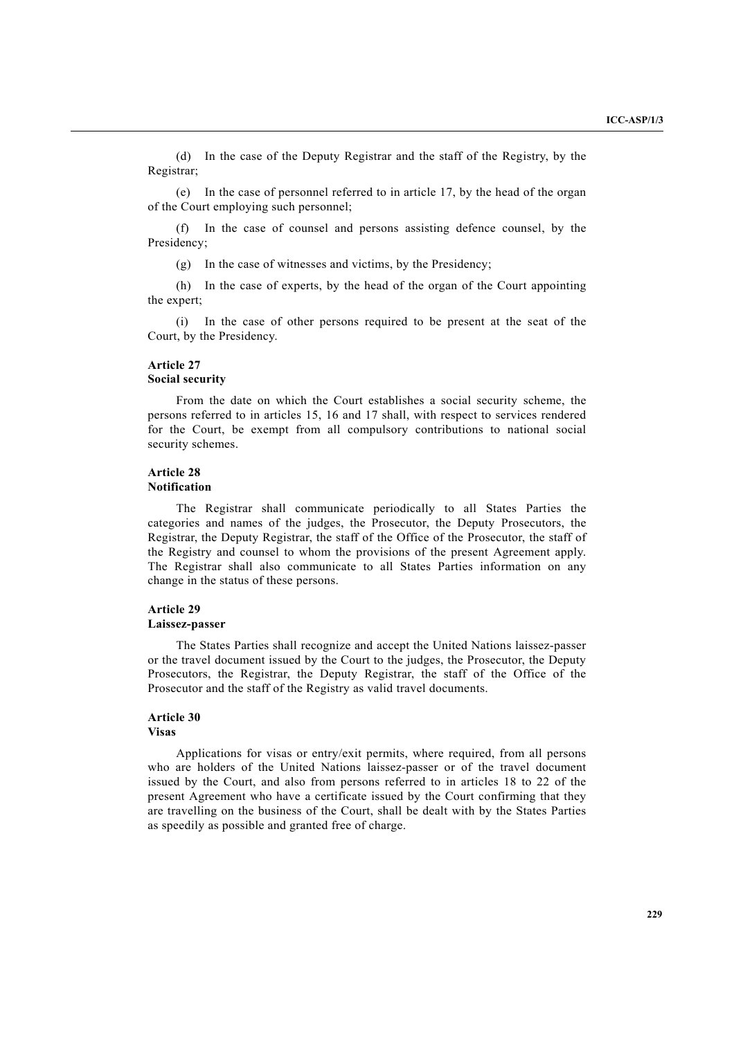(d) In the case of the Deputy Registrar and the staff of the Registry, by the Registrar;

(e) In the case of personnel referred to in article 17, by the head of the organ of the Court employing such personnel;

(f) In the case of counsel and persons assisting defence counsel, by the Presidency;

(g) In the case of witnesses and victims, by the Presidency;

(h) In the case of experts, by the head of the organ of the Court appointing the expert;

(i) In the case of other persons required to be present at the seat of the Court, by the Presidency.

**Article 27**
**Social security**

From the date on which the Court establishes a social security scheme, the persons referred to in articles 15, 16 and 17 shall, with respect to services rendered for the Court, be exempt from all compulsory contributions to national social security schemes.

**Article 28**
**Notification**

The Registrar shall communicate periodically to all States Parties the categories and names of the judges, the Prosecutor, the Deputy Prosecutors, the Registrar, the Deputy Registrar, the staff of the Office of the Prosecutor, the staff of the Registry and counsel to whom the provisions of the present Agreement apply. The Registrar shall also communicate to all States Parties information on any change in the status of these persons.

**Article 29**
**Laissez-passer**

The States Parties shall recognize and accept the United Nations laissez-passer or the travel document issued by the Court to the judges, the Prosecutor, the Deputy Prosecutors, the Registrar, the Deputy Registrar, the staff of the Office of the Prosecutor and the staff of the Registry as valid travel documents.

**Article 30**
**Visas**

Applications for visas or entry/exit permits, where required, from all persons who are holders of the United Nations laissez-passer or of the travel document issued by the Court, and also from persons referred to in articles 18 to 22 of the present Agreement who have a certificate issued by the Court confirming that they are travelling on the business of the Court, shall be dealt with by the States Parties as speedily as possible and granted free of charge.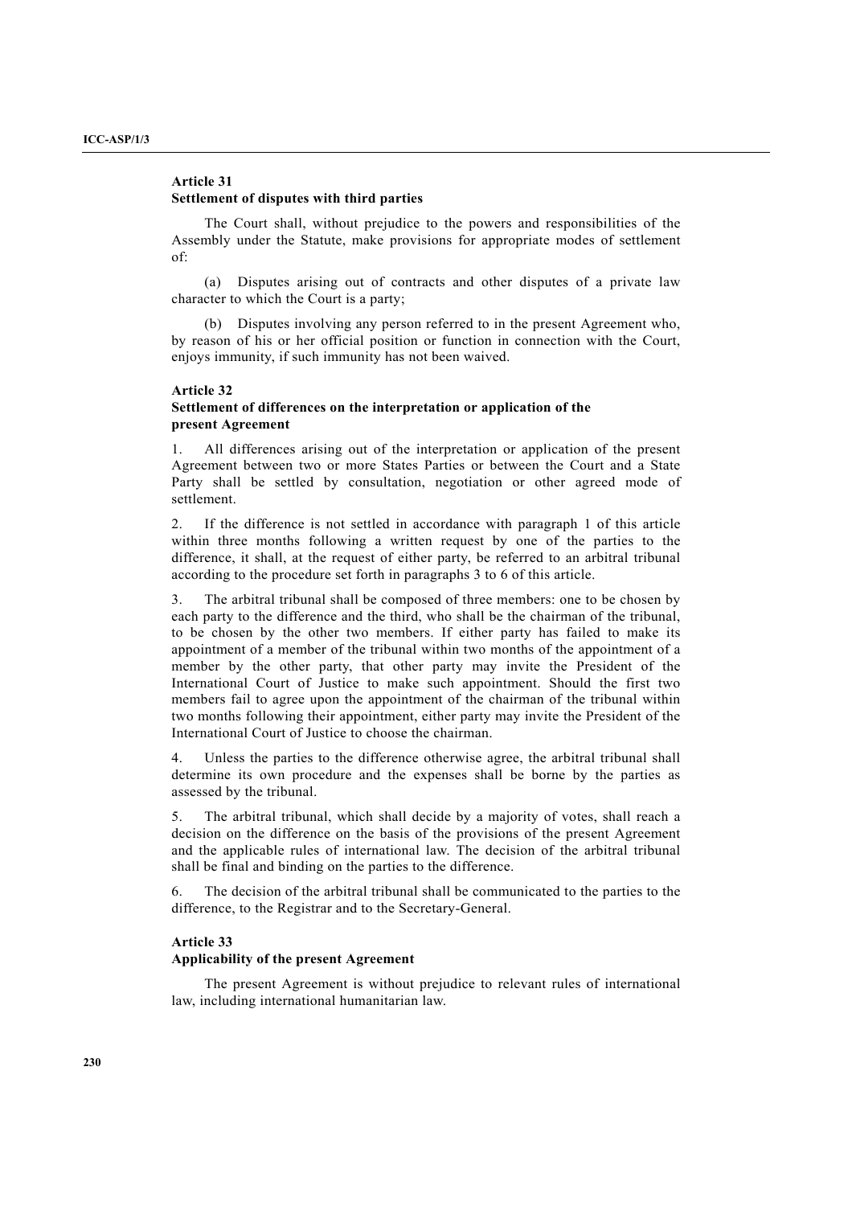### Article 31
### Settlement of disputes with third parties

The Court shall, without prejudice to the powers and responsibilities of the Assembly under the Statute, make provisions for appropriate modes of settlement of:

(a) Disputes arising out of contracts and other disputes of a private law character to which the Court is a party;

(b) Disputes involving any person referred to in the present Agreement who, by reason of his or her official position or function in connection with the Court, enjoys immunity, if such immunity has not been waived.

### Article 32
### Settlement of differences on the interpretation or application of the present Agreement

1. All differences arising out of the interpretation or application of the present Agreement between two or more States Parties or between the Court and a State Party shall be settled by consultation, negotiation or other agreed mode of settlement.

2. If the difference is not settled in accordance with paragraph 1 of this article within three months following a written request by one of the parties to the difference, it shall, at the request of either party, be referred to an arbitral tribunal according to the procedure set forth in paragraphs 3 to 6 of this article.

3. The arbitral tribunal shall be composed of three members: one to be chosen by each party to the difference and the third, who shall be the chairman of the tribunal, to be chosen by the other two members. If either party has failed to make its appointment of a member of the tribunal within two months of the appointment of a member by the other party, that other party may invite the President of the International Court of Justice to make such appointment. Should the first two members fail to agree upon the appointment of the chairman of the tribunal within two months following their appointment, either party may invite the President of the International Court of Justice to choose the chairman.

4. Unless the parties to the difference otherwise agree, the arbitral tribunal shall determine its own procedure and the expenses shall be borne by the parties as assessed by the tribunal.

5. The arbitral tribunal, which shall decide by a majority of votes, shall reach a decision on the difference on the basis of the provisions of the present Agreement and the applicable rules of international law. The decision of the arbitral tribunal shall be final and binding on the parties to the difference.

6. The decision of the arbitral tribunal shall be communicated to the parties to the difference, to the Registrar and to the Secretary-General.

### Article 33
### Applicability of the present Agreement

The present Agreement is without prejudice to relevant rules of international law, including international humanitarian law.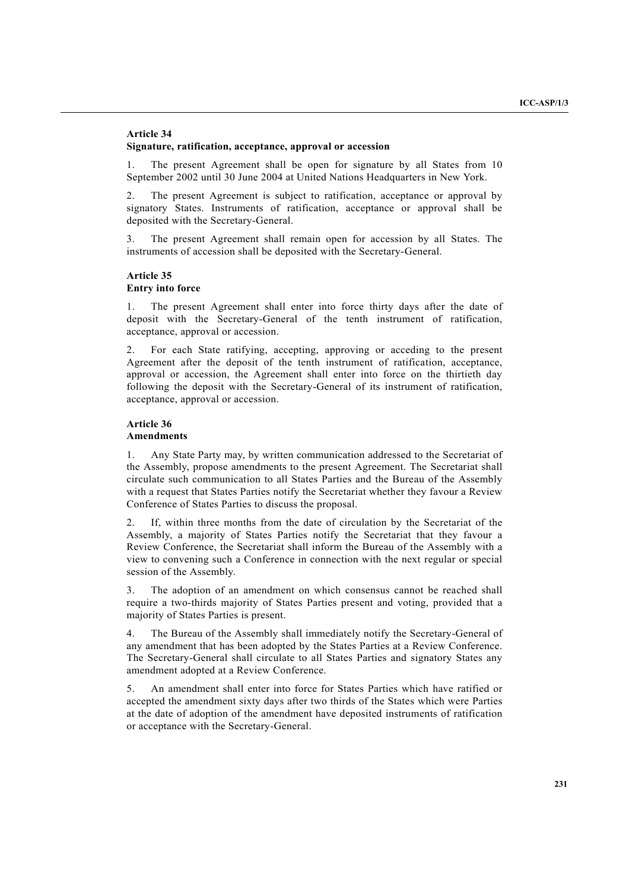**Article 34**
**Signature, ratification, acceptance, approval or accession**

1. The present Agreement shall be open for signature by all States from 10 September 2002 until 30 June 2004 at United Nations Headquarters in New York.

2. The present Agreement is subject to ratification, acceptance or approval by signatory States. Instruments of ratification, acceptance or approval shall be deposited with the Secretary-General.

3. The present Agreement shall remain open for accession by all States. The instruments of accession shall be deposited with the Secretary-General.

**Article 35**
**Entry into force**

1. The present Agreement shall enter into force thirty days after the date of deposit with the Secretary-General of the tenth instrument of ratification, acceptance, approval or accession.

2. For each State ratifying, accepting, approving or acceding to the present Agreement after the deposit of the tenth instrument of ratification, acceptance, approval or accession, the Agreement shall enter into force on the thirtieth day following the deposit with the Secretary-General of its instrument of ratification, acceptance, approval or accession.

**Article 36**
**Amendments**

1. Any State Party may, by written communication addressed to the Secretariat of the Assembly, propose amendments to the present Agreement. The Secretariat shall circulate such communication to all States Parties and the Bureau of the Assembly with a request that States Parties notify the Secretariat whether they favour a Review Conference of States Parties to discuss the proposal.

2. If, within three months from the date of circulation by the Secretariat of the Assembly, a majority of States Parties notify the Secretariat that they favour a Review Conference, the Secretariat shall inform the Bureau of the Assembly with a view to convening such a Conference in connection with the next regular or special session of the Assembly.

3. The adoption of an amendment on which consensus cannot be reached shall require a two-thirds majority of States Parties present and voting, provided that a majority of States Parties is present.

4. The Bureau of the Assembly shall immediately notify the Secretary-General of any amendment that has been adopted by the States Parties at a Review Conference. The Secretary-General shall circulate to all States Parties and signatory States any amendment adopted at a Review Conference.

5. An amendment shall enter into force for States Parties which have ratified or accepted the amendment sixty days after two thirds of the States which were Parties at the date of adoption of the amendment have deposited instruments of ratification or acceptance with the Secretary-General.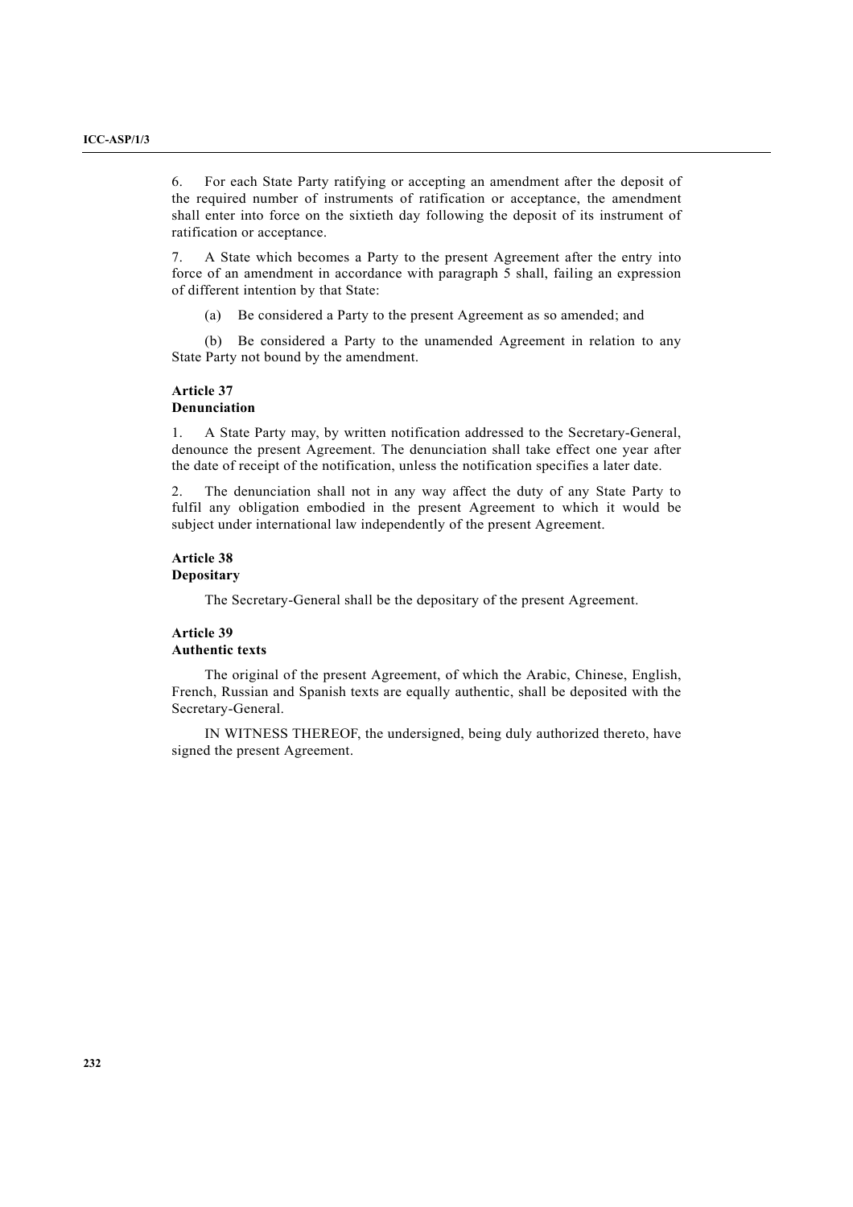6. For each State Party ratifying or accepting an amendment after the deposit of the required number of instruments of ratification or acceptance, the amendment shall enter into force on the sixtieth day following the deposit of its instrument of ratification or acceptance.

7. A State which becomes a Party to the present Agreement after the entry into force of an amendment in accordance with paragraph 5 shall, failing an expression of different intention by that State:

(a) Be considered a Party to the present Agreement as so amended; and

(b) Be considered a Party to the unamended Agreement in relation to any State Party not bound by the amendment.

**Article 37**
**Denunciation**

1. A State Party may, by written notification addressed to the Secretary-General, denounce the present Agreement. The denunciation shall take effect one year after the date of receipt of the notification, unless the notification specifies a later date.

2. The denunciation shall not in any way affect the duty of any State Party to fulfil any obligation embodied in the present Agreement to which it would be subject under international law independently of the present Agreement.

**Article 38**
**Depositary**

The Secretary-General shall be the depositary of the present Agreement.

**Article 39**
**Authentic texts**

The original of the present Agreement, of which the Arabic, Chinese, English, French, Russian and Spanish texts are equally authentic, shall be deposited with the Secretary-General.

IN WITNESS THEREOF, the undersigned, being duly authorized thereto, have signed the present Agreement.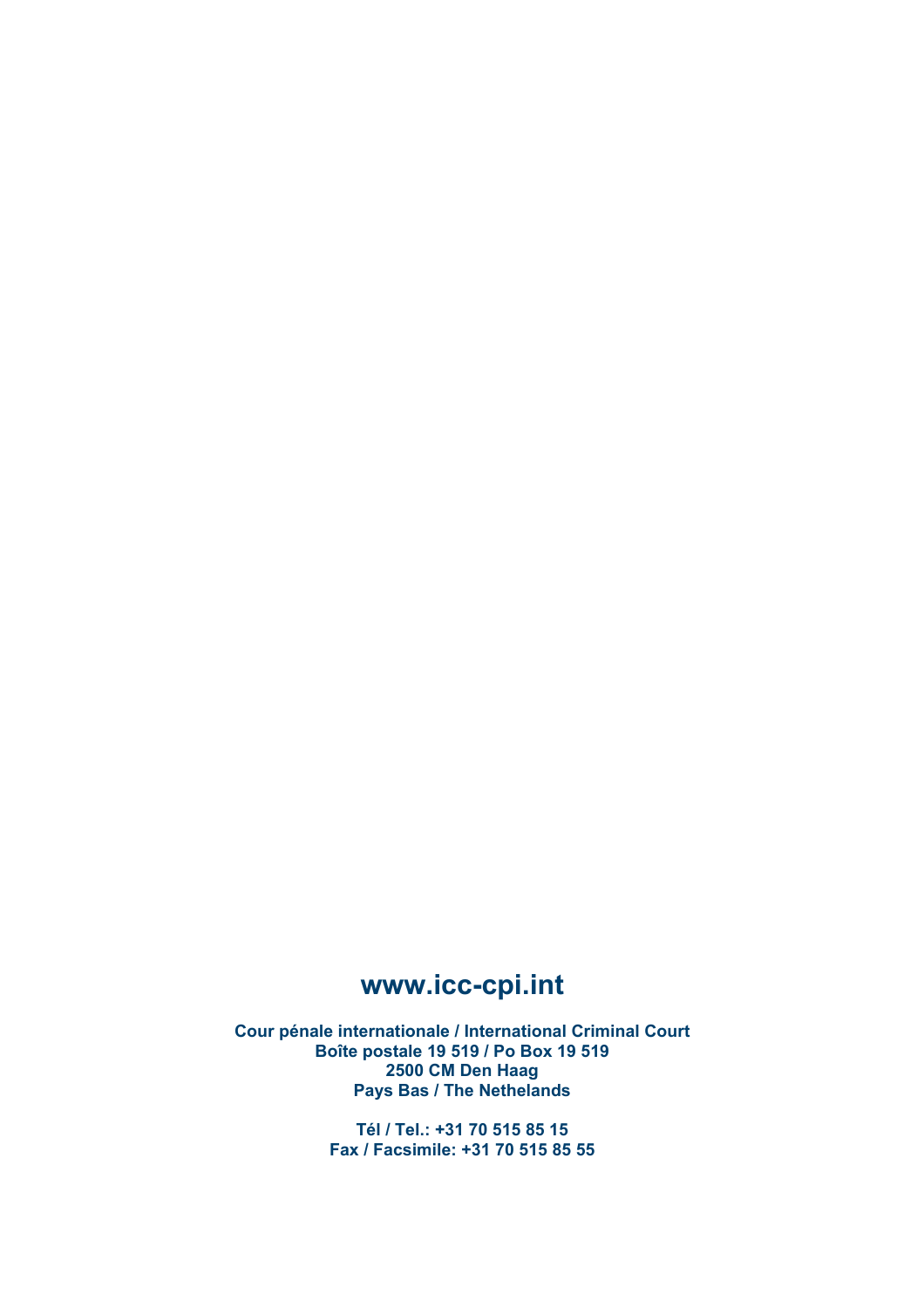**www.icc-cpi.int**

**Cour pénale internationale / International Criminal Court**
**Boîte postale 19 519 / Po Box 19 519**
**2500 CM Den Haag**
**Pays Bas / The Nethelands**

**Tél / Tel.: +31 70 515 85 15**
**Fax / Facsimile: +31 70 515 85 55**